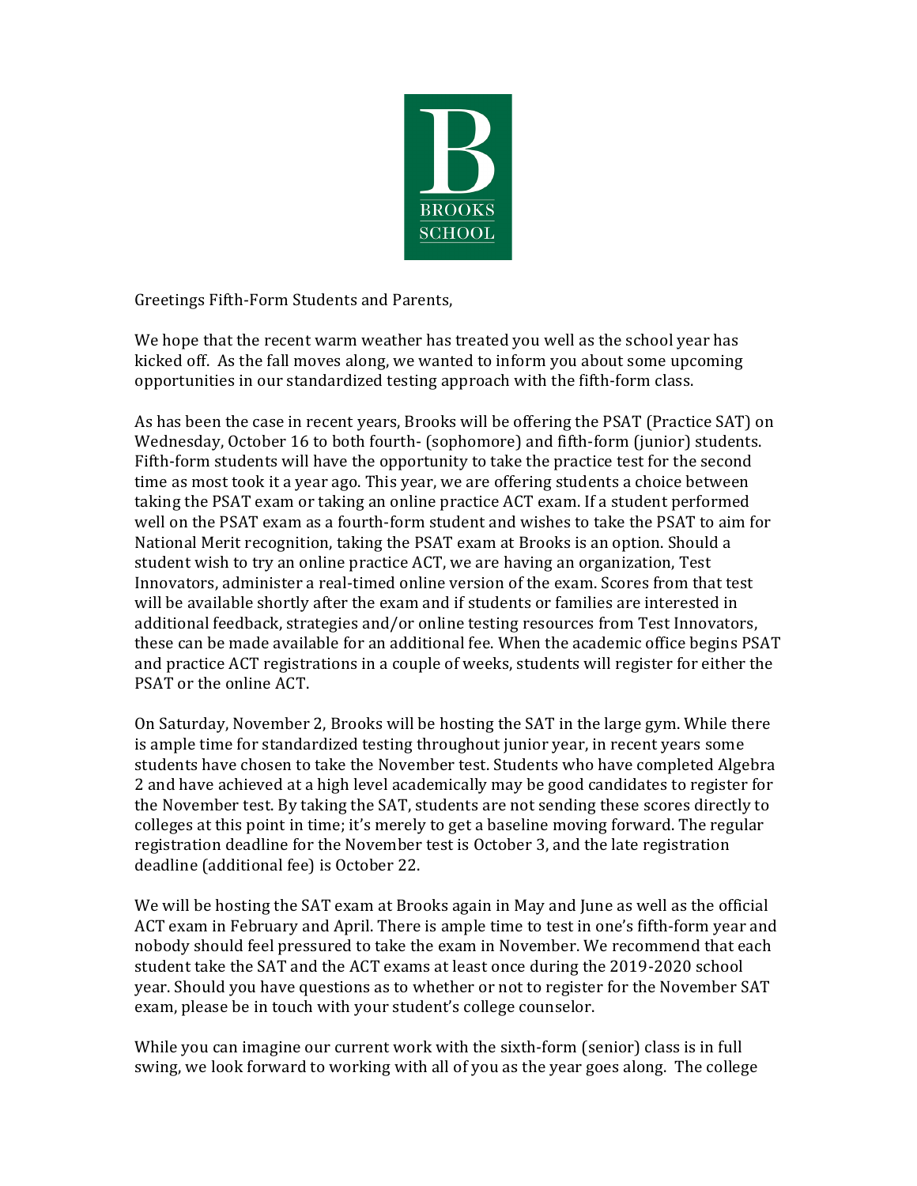Greetings Fifth-Form Students and Parents,

We hope that the recent warm weather has treated you well as the school year has kicked off. As the fall moves along, we wanted to inform you about some upcoming opportunities in our standardized testing approach with the fifth-form class.

As has been the case in recent years, Brooks will be offering the PSAT (Practice SAT) on Wednesday, October 16 to both fourth- (sophomore) and fifth-form (junior) students. Fifth-form students will have the opportunity to take the practice test for the second time as most took it a year ago. This year, we are offering students a choice between taking the PSAT exam or taking an online practice ACT exam. If a student performed well on the PSAT exam as a fourth-form student and wishes to take the PSAT to aim for National Merit recognition, taking the PSAT exam at Brooks is an option. Should a student wish to try an online practice ACT, we are having an organization, Test Innovators, administer a real-timed online version of the exam. Scores from that test will be available shortly after the exam and if students or families are interested in additional feedback, strategies and/or online testing resources from Test Innovators, these can be made available for an additional fee. When the academic office begins PSAT and practice ACT registrations in a couple of weeks, students will register for either the PSAT or the online ACT.

On Saturday, November 2, Brooks will be hosting the SAT in the large gym. While there is ample time for standardized testing throughout junior year, in recent years some students have chosen to take the November test. Students who have completed Algebra 2 and have achieved at a high level academically may be good candidates to register for the November test. By taking the SAT, students are not sending these scores directly to colleges at this point in time; it's merely to get a baseline moving forward. The regular registration deadline for the November test is October 3, and the late registration deadline (additional fee) is October 22.

We will be hosting the SAT exam at Brooks again in May and June as well as the official ACT exam in February and April. There is ample time to test in one's fifth-form year and nobody should feel pressured to take the exam in November. We recommend that each student take the SAT and the ACT exams at least once during the 2019-2020 school year. Should you have questions as to whether or not to register for the November SAT exam, please be in touch with your student's college counselor.

While you can imagine our current work with the sixth-form (senior) class is in full swing, we look forward to working with all of you as the year goes along. The college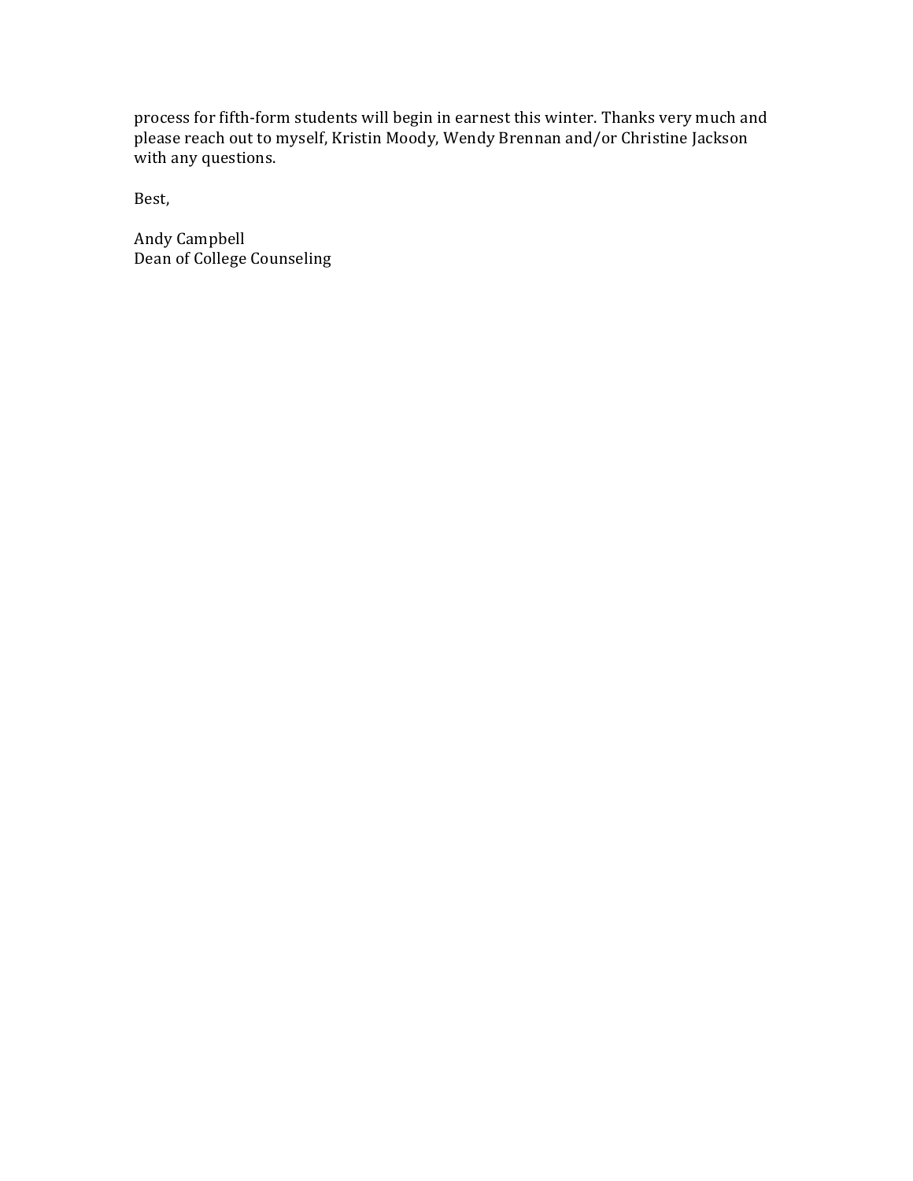process for fifth-form students will begin in earnest this winter. Thanks very much and please reach out to myself, Kristin Moody, Wendy Brennan and/or Christine Jackson with any questions.

Best,

Andy Campbell
Dean of College Counseling